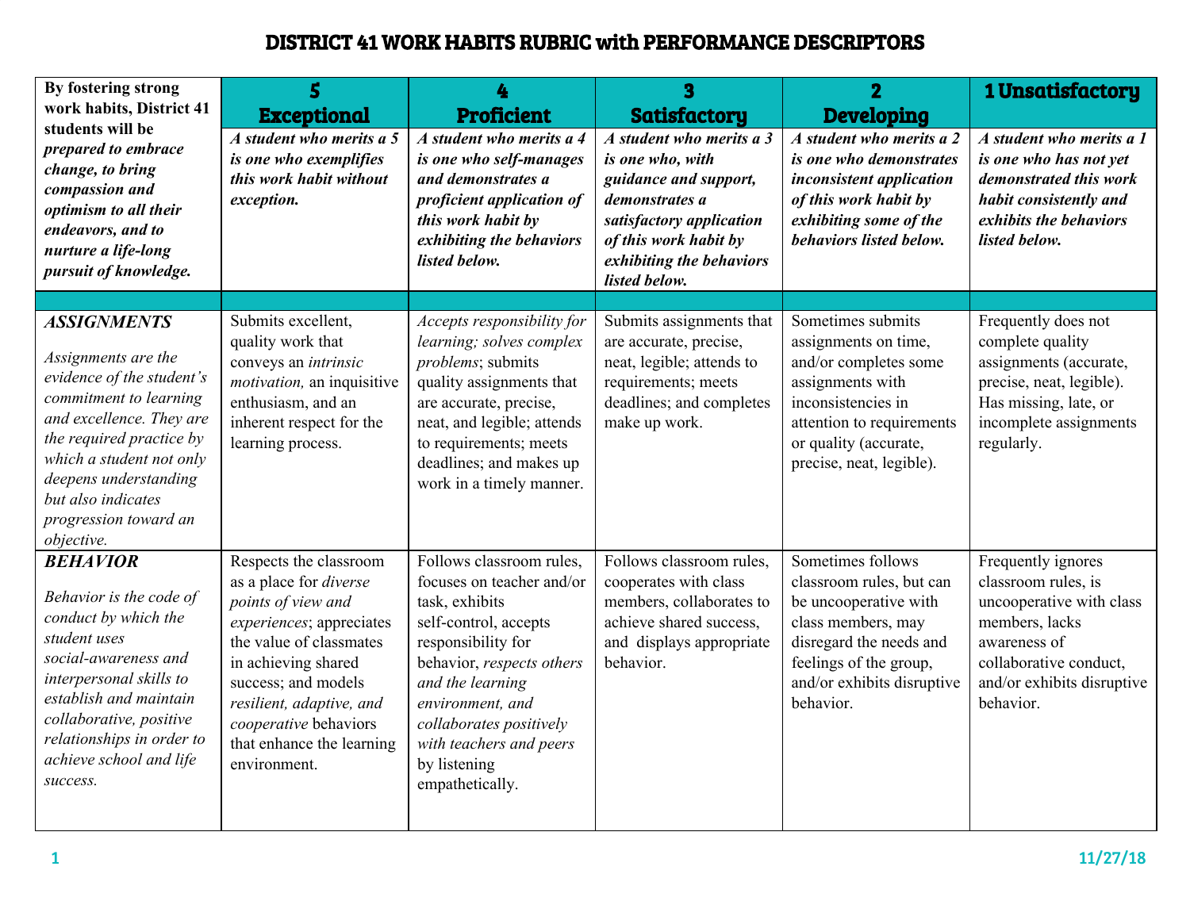# DISTRICT 41 WORK HABITS RUBRIC with PERFORMANCE DESCRIPTORS

| **By fostering strong work habits, District 41 students will be *prepared to embrace change, to bring compassion and optimism to all their endeavors, and to nurture a life-long pursuit of knowledge.*** | **5 Exceptional** | **4 Proficient** | **3 Satisfactory** | **2 Developing** | **1 Unsatisfactory** |
|---|---|---|---|---|---|
| | ***A student who merits a 5 is one who exemplifies this work habit without exception.*** | ***A student who merits a 4 is one who self-manages and demonstrates a proficient application of this work habit by exhibiting the behaviors listed below.*** | ***A student who merits a 3 is one who, with guidance and support, demonstrates a satisfactory application of this work habit by exhibiting the behaviors listed below.*** | ***A student who merits a 2 is one who demonstrates inconsistent application of this work habit by exhibiting some of the behaviors listed below.*** | ***A student who merits a 1 is one who has not yet demonstrated this work habit consistently and exhibits the behaviors listed below.*** |
| | | | | | |
| ***ASSIGNMENTS*** *Assignments are the evidence of the student's commitment to learning and excellence. They are the required practice by which a student not only deepens understanding but also indicates progression toward an objective.* | Submits excellent, quality work that conveys an *intrinsic motivation,* an inquisitive enthusiasm, and an inherent respect for the learning process. | *Accepts responsibility for learning; solves complex problems*; submits quality assignments that are accurate, precise, neat, and legible; attends to requirements; meets deadlines; and makes up work in a timely manner. | Submits assignments that are accurate, precise, neat, legible; attends to requirements; meets deadlines; and completes make up work. | Sometimes submits assignments on time, and/or completes some assignments with inconsistencies in attention to requirements or quality (accurate, precise, neat, legible). | Frequently does not complete quality assignments (accurate, precise, neat, legible). Has missing, late, or incomplete assignments regularly. |
| ***BEHAVIOR*** *Behavior is the code of conduct by which the student uses social-awareness and interpersonal skills to establish and maintain collaborative, positive relationships in order to achieve school and life success.* | Respects the classroom as a place for *diverse points of view and experiences*; appreciates the value of classmates in achieving shared success; and models *resilient, adaptive, and cooperative* behaviors that enhance the learning environment. | Follows classroom rules, focuses on teacher and/or task, exhibits self-control, accepts responsibility for behavior, *respects others and the learning environment, and collaborates positively with teachers and peers* by listening empathetically. | Follows classroom rules, cooperates with class members, collaborates to achieve shared success, and displays appropriate behavior. | Sometimes follows classroom rules, but can be uncooperative with class members, may disregard the needs and feelings of the group, and/or exhibits disruptive behavior. | Frequently ignores classroom rules, is uncooperative with class members, lacks awareness of collaborative conduct, and/or exhibits disruptive behavior. |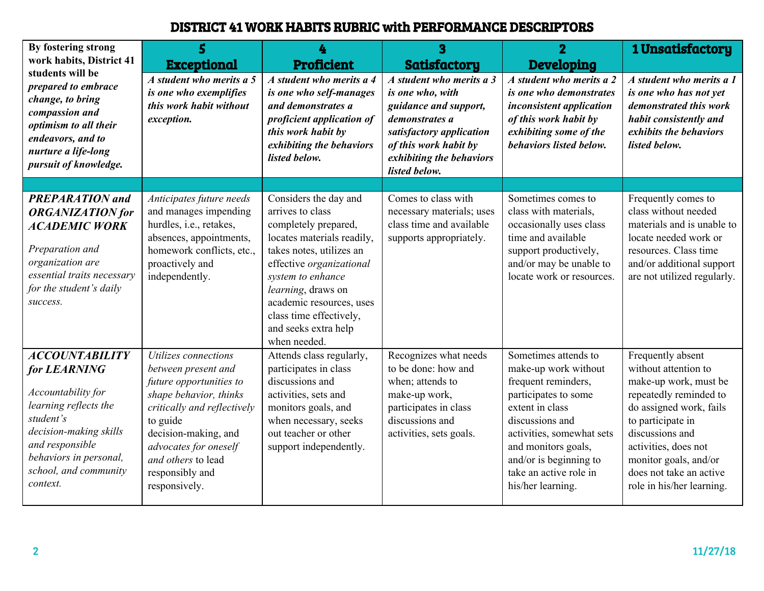# DISTRICT 41 WORK HABITS RUBRIC with PERFORMANCE DESCRIPTORS

| **By fostering strong work habits, District 41 students will be *prepared to embrace change, to bring compassion and optimism to all their endeavors, and to nurture a life-long pursuit of knowledge.*** | **5 Exceptional**<br>***A student who merits a 5 is one who exemplifies this work habit without exception.*** | **4 Proficient**<br>***A student who merits a 4 is one who self-manages and demonstrates a proficient application of this work habit by exhibiting the behaviors listed below.*** | **3 Satisfactory**<br>***A student who merits a 3 is one who, with guidance and support, demonstrates a satisfactory application of this work habit by exhibiting the behaviors listed below.*** | **2 Developing**<br>***A student who merits a 2 is one who demonstrates inconsistent application of this work habit by exhibiting some of the behaviors listed below.*** | **1 Unsatisfactory**<br>***A student who merits a 1 is one who has not yet demonstrated this work habit consistently and exhibits the behaviors listed below.*** |
|---|---|---|---|---|---|
| ***PREPARATION and ORGANIZATION for ACADEMIC WORK***<br>*Preparation and organization are essential traits necessary for the student's daily success.* | *Anticipates future needs* and manages impending hurdles, i.e., retakes, absences, appointments, homework conflicts, etc., proactively and independently. | Considers the day and arrives to class completely prepared, locates materials readily, takes notes, utilizes an effective *organizational system to enhance learning*, draws on academic resources, uses class time effectively, and seeks extra help when needed. | Comes to class with necessary materials; uses class time and available supports appropriately. | Sometimes comes to class with materials, occasionally uses class time and available support productively, and/or may be unable to locate work or resources. | Frequently comes to class without needed materials and is unable to locate needed work or resources. Class time and/or additional support are not utilized regularly. |
| ***ACCOUNTABILITY for LEARNING***<br>*Accountability for learning reflects the student's decision-making skills and responsible behaviors in personal, school, and community context.* | *Utilizes connections between present and future opportunities to shape behavior, thinks critically and reflectively* to guide decision-making, and *advocates for oneself and others* to lead responsibly and responsively. | Attends class regularly, participates in class discussions and activities, sets and monitors goals, and when necessary, seeks out teacher or other support independently. | Recognizes what needs to be done: how and when; attends to make-up work, participates in class discussions and activities, sets goals. | Sometimes attends to make-up work without frequent reminders, participates to some extent in class discussions and activities, somewhat sets and monitors goals, and/or is beginning to take an active role in his/her learning. | Frequently absent without attention to make-up work, must be repeatedly reminded to do assigned work, fails to participate in discussions and activities, does not monitor goals, and/or does not take an active role in his/her learning. |

11/27/18